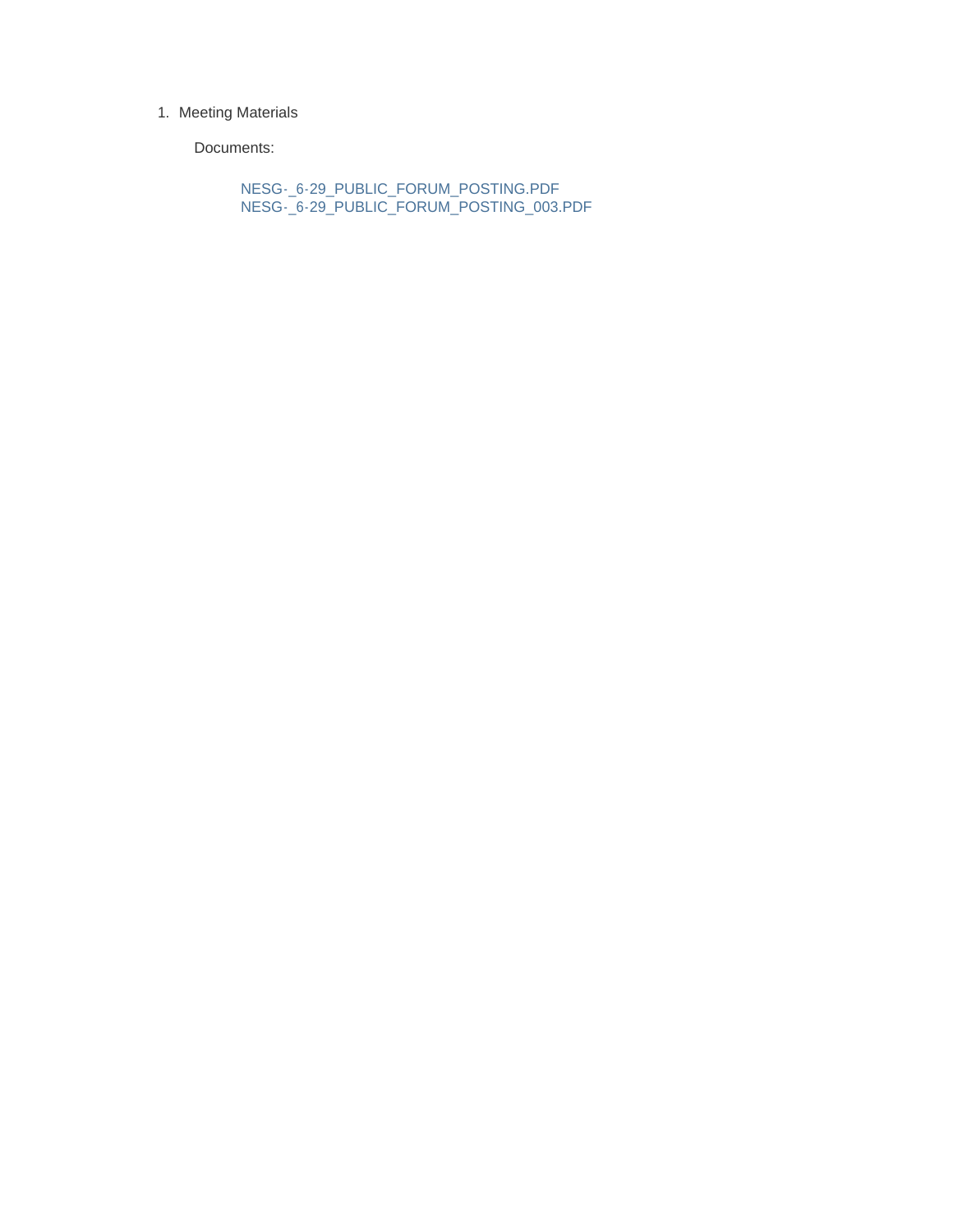1. Meeting Materials

   Documents:

   NESG-_6-29_PUBLIC_FORUM_POSTING.PDF
   NESG-_6-29_PUBLIC_FORUM_POSTING_003.PDF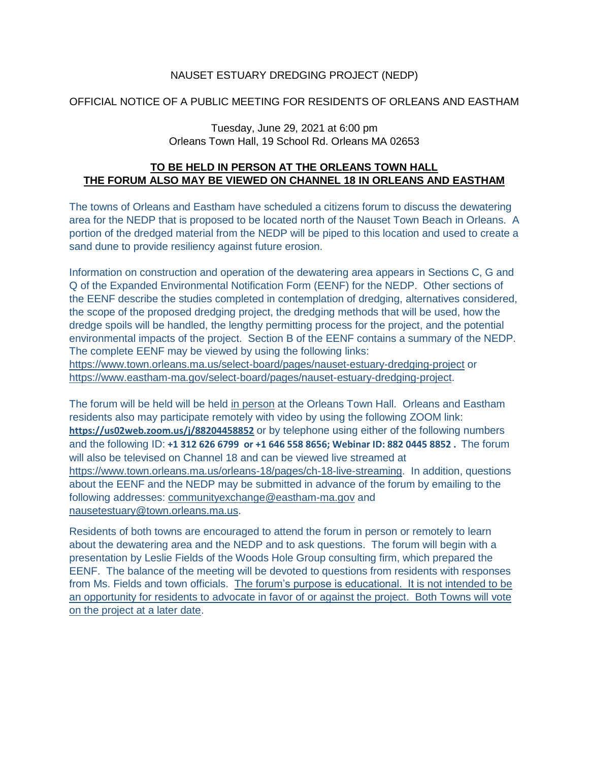NAUSET ESTUARY DREDGING PROJECT (NEDP)

OFFICIAL NOTICE OF A PUBLIC MEETING FOR RESIDENTS OF ORLEANS AND EASTHAM

Tuesday, June 29, 2021 at 6:00 pm
Orleans Town Hall, 19 School Rd. Orleans MA 02653

**TO BE HELD IN PERSON AT THE ORLEANS TOWN HALL**
**THE FORUM ALSO MAY BE VIEWED ON CHANNEL 18 IN ORLEANS AND EASTHAM**

The towns of Orleans and Eastham have scheduled a citizens forum to discuss the dewatering area for the NEDP that is proposed to be located north of the Nauset Town Beach in Orleans. A portion of the dredged material from the NEDP will be piped to this location and used to create a sand dune to provide resiliency against future erosion.

Information on construction and operation of the dewatering area appears in Sections C, G and Q of the Expanded Environmental Notification Form (EENF) for the NEDP. Other sections of the EENF describe the studies completed in contemplation of dredging, alternatives considered, the scope of the proposed dredging project, the dredging methods that will be used, how the dredge spoils will be handled, the lengthy permitting process for the project, and the potential environmental impacts of the project. Section B of the EENF contains a summary of the NEDP. The complete EENF may be viewed by using the following links: https://www.town.orleans.ma.us/select-board/pages/nauset-estuary-dredging-project or https://www.eastham-ma.gov/select-board/pages/nauset-estuary-dredging-project.

The forum will be held will be held in person at the Orleans Town Hall. Orleans and Eastham residents also may participate remotely with video by using the following ZOOM link: **https://us02web.zoom.us/j/88204458852** or by telephone using either of the following numbers and the following ID: **+1 312 626 6799 or +1 646 558 8656; Webinar ID: 882 0445 8852 .** The forum will also be televised on Channel 18 and can be viewed live streamed at https://www.town.orleans.ma.us/orleans-18/pages/ch-18-live-streaming. In addition, questions about the EENF and the NEDP may be submitted in advance of the forum by emailing to the following addresses: communityexchange@eastham-ma.gov and nausetestuary@town.orleans.ma.us.

Residents of both towns are encouraged to attend the forum in person or remotely to learn about the dewatering area and the NEDP and to ask questions. The forum will begin with a presentation by Leslie Fields of the Woods Hole Group consulting firm, which prepared the EENF. The balance of the meeting will be devoted to questions from residents with responses from Ms. Fields and town officials. The forum's purpose is educational. It is not intended to be an opportunity for residents to advocate in favor of or against the project. Both Towns will vote on the project at a later date.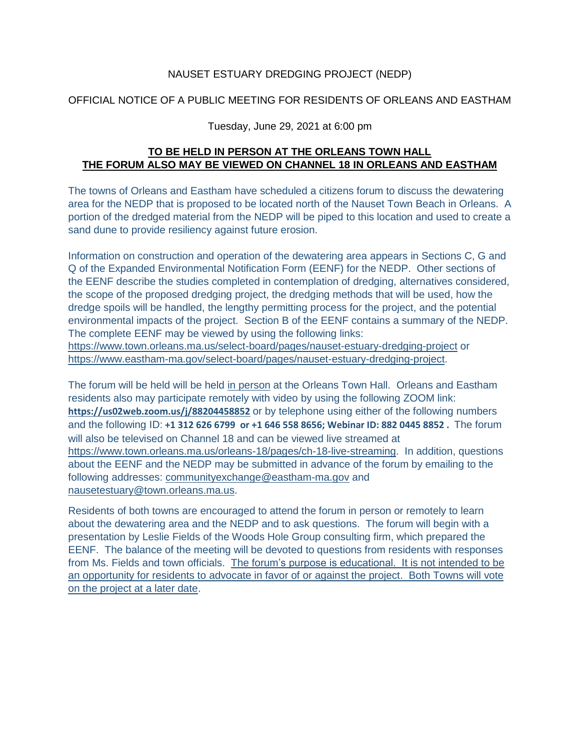NAUSET ESTUARY DREDGING PROJECT (NEDP)

OFFICIAL NOTICE OF A PUBLIC MEETING FOR RESIDENTS OF ORLEANS AND EASTHAM

Tuesday, June 29, 2021 at 6:00 pm

**TO BE HELD IN PERSON AT THE ORLEANS TOWN HALL**
**THE FORUM ALSO MAY BE VIEWED ON CHANNEL 18 IN ORLEANS AND EASTHAM**

The towns of Orleans and Eastham have scheduled a citizens forum to discuss the dewatering area for the NEDP that is proposed to be located north of the Nauset Town Beach in Orleans. A portion of the dredged material from the NEDP will be piped to this location and used to create a sand dune to provide resiliency against future erosion.

Information on construction and operation of the dewatering area appears in Sections C, G and Q of the Expanded Environmental Notification Form (EENF) for the NEDP. Other sections of the EENF describe the studies completed in contemplation of dredging, alternatives considered, the scope of the proposed dredging project, the dredging methods that will be used, how the dredge spoils will be handled, the lengthy permitting process for the project, and the potential environmental impacts of the project. Section B of the EENF contains a summary of the NEDP. The complete EENF may be viewed by using the following links: https://www.town.orleans.ma.us/select-board/pages/nauset-estuary-dredging-project or https://www.eastham-ma.gov/select-board/pages/nauset-estuary-dredging-project.

The forum will be held will be held in person at the Orleans Town Hall. Orleans and Eastham residents also may participate remotely with video by using the following ZOOM link: **https://us02web.zoom.us/j/88204458852** or by telephone using either of the following numbers and the following ID: **+1 312 626 6799 or +1 646 558 8656; Webinar ID: 882 0445 8852 .** The forum will also be televised on Channel 18 and can be viewed live streamed at https://www.town.orleans.ma.us/orleans-18/pages/ch-18-live-streaming. In addition, questions about the EENF and the NEDP may be submitted in advance of the forum by emailing to the following addresses: communityexchange@eastham-ma.gov and nausetestuary@town.orleans.ma.us.

Residents of both towns are encouraged to attend the forum in person or remotely to learn about the dewatering area and the NEDP and to ask questions. The forum will begin with a presentation by Leslie Fields of the Woods Hole Group consulting firm, which prepared the EENF. The balance of the meeting will be devoted to questions from residents with responses from Ms. Fields and town officials. The forum's purpose is educational. It is not intended to be an opportunity for residents to advocate in favor of or against the project. Both Towns will vote on the project at a later date.